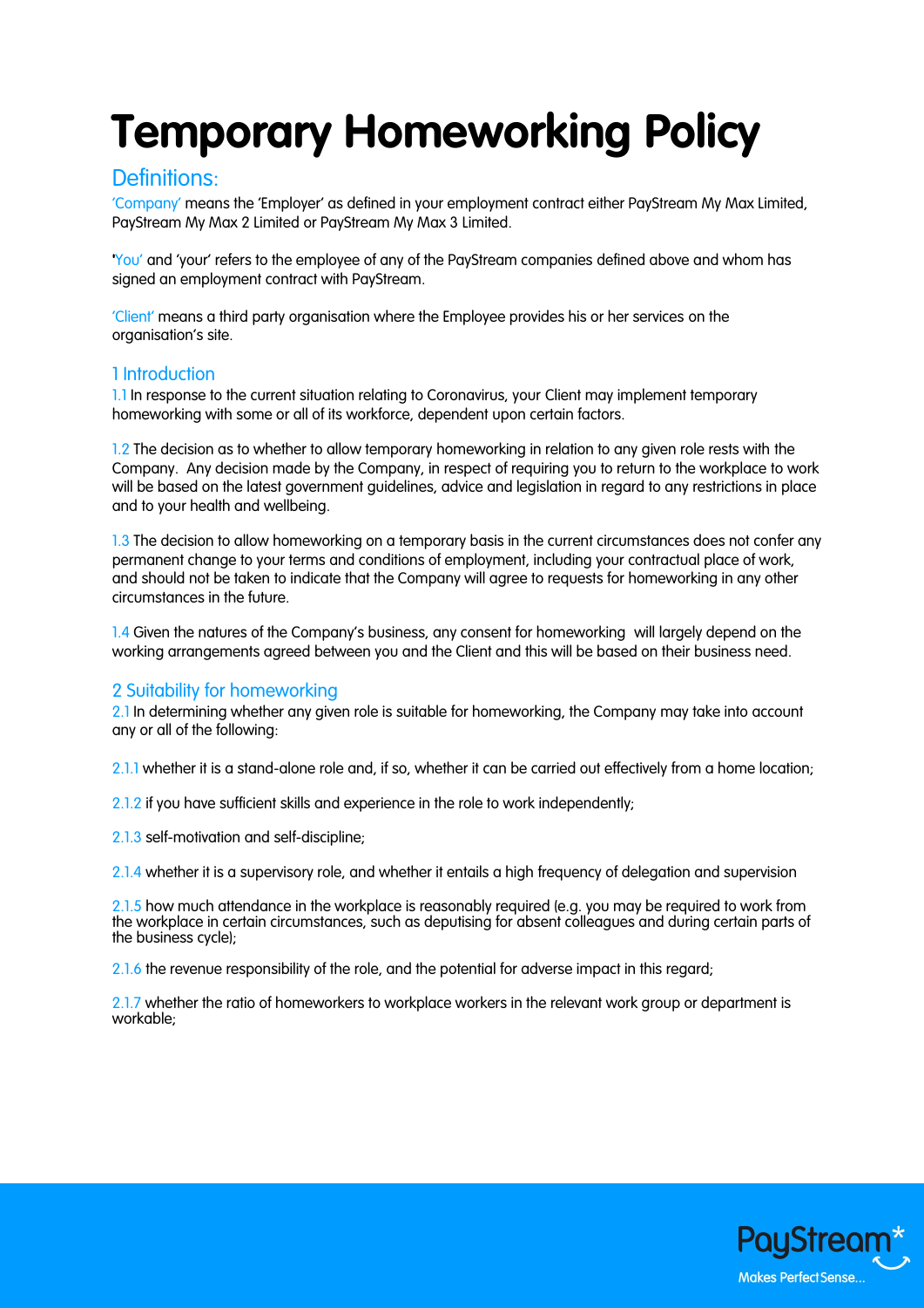# Temporary Homeworking Policy

## Definitions:

'Company' means the 'Employer' as defined in your employment contract either PayStream My Max Limited, PayStream My Max 2 Limited or PayStream My Max 3 Limited.

'You' and 'your' refers to the employee of any of the PayStream companies defined above and whom has signed an employment contract with PayStream.

'Client' means a third party organisation where the Employee provides his or her services on the organisation's site.

## 1 Introduction

1.1 In response to the current situation relating to Coronavirus, your Client may implement temporary homeworking with some or all of its workforce, dependent upon certain factors.

1.2 The decision as to whether to allow temporary homeworking in relation to any given role rests with the Company. Any decision made by the Company, in respect of requiring you to return to the workplace to work will be based on the latest government guidelines, advice and legislation in regard to any restrictions in place and to your health and wellbeing.

1.3 The decision to allow homeworking on a temporary basis in the current circumstances does not confer any permanent change to your terms and conditions of employment, including your contractual place of work, and should not be taken to indicate that the Company will agree to requests for homeworking in any other circumstances in the future.

1.4 Given the natures of the Company's business, any consent for homeworking will largely depend on the working arrangements agreed between you and the Client and this will be based on their business need.

## 2 Suitability for homeworking

2.1 In determining whether any given role is suitable for homeworking, the Company may take into account any or all of the following:

2.1.1 whether it is a stand-alone role and, if so, whether it can be carried out effectively from a home location;

2.1.2 if you have sufficient skills and experience in the role to work independently;

2.1.3 self-motivation and self-discipline;

2.1.4 whether it is a supervisory role, and whether it entails a high frequency of delegation and supervision

2.1.5 how much attendance in the workplace is reasonably required (e.g. you may be required to work from the workplace in certain circumstances, such as deputising for absent colleagues and during certain parts of the business cycle);

2.1.6 the revenue responsibility of the role, and the potential for adverse impact in this regard;

2.1.7 whether the ratio of homeworkers to workplace workers in the relevant work group or department is workable;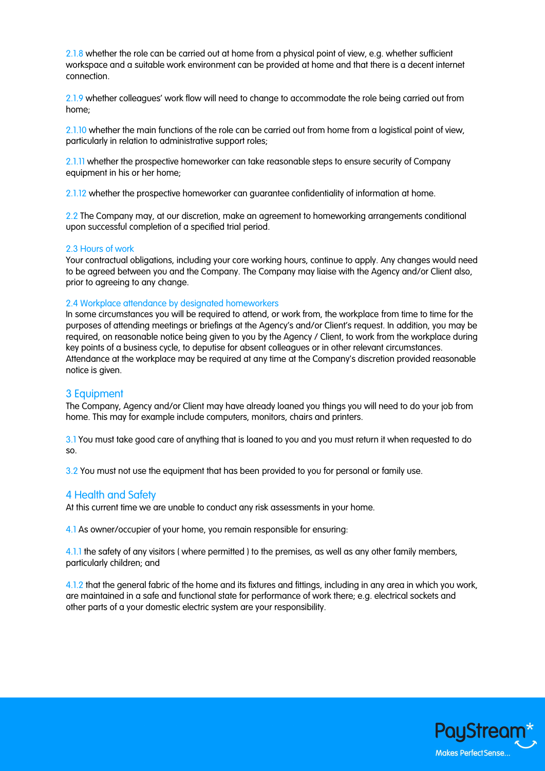2.1.8 whether the role can be carried out at home from a physical point of view, e.g. whether sufficient workspace and a suitable work environment can be provided at home and that there is a decent internet connection.

2.1.9 whether colleagues' work flow will need to change to accommodate the role being carried out from home;

2.1.10 whether the main functions of the role can be carried out from home from a logistical point of view, particularly in relation to administrative support roles;

2.1.11 whether the prospective homeworker can take reasonable steps to ensure security of Company equipment in his or her home;

2.1.12 whether the prospective homeworker can guarantee confidentiality of information at home.

2.2 The Company may, at our discretion, make an agreement to homeworking arrangements conditional upon successful completion of a specified trial period.

### 2.3 Hours of work

Your contractual obligations, including your core working hours, continue to apply. Any changes would need to be agreed between you and the Company. The Company may liaise with the Agency and/or Client also, prior to agreeing to any change.

### 2.4 Workplace attendance by designated homeworkers

In some circumstances you will be required to attend, or work from, the workplace from time to time for the purposes of attending meetings or briefings at the Agency's and/or Client's request. In addition, you may be required, on reasonable notice being given to you by the Agency / Client, to work from the workplace during key points of a business cycle, to deputise for absent colleagues or in other relevant circumstances. Attendance at the workplace may be required at any time at the Company's discretion provided reasonable notice is given.

## 3 Equipment

The Company, Agency and/or Client may have already loaned you things you will need to do your job from home. This may for example include computers, monitors, chairs and printers.

3.1 You must take good care of anything that is loaned to you and you must return it when requested to do so.

3.2 You must not use the equipment that has been provided to you for personal or family use.

## 4 Health and Safety

At this current time we are unable to conduct any risk assessments in your home.

4.1 As owner/occupier of your home, you remain responsible for ensuring:

4.1.1 the safety of any visitors ( where permitted ) to the premises, as well as any other family members, particularly children; and

4.1.2 that the general fabric of the home and its fixtures and fittings, including in any area in which you work, are maintained in a safe and functional state for performance of work there; e.g. electrical sockets and other parts of a your domestic electric system are your responsibility.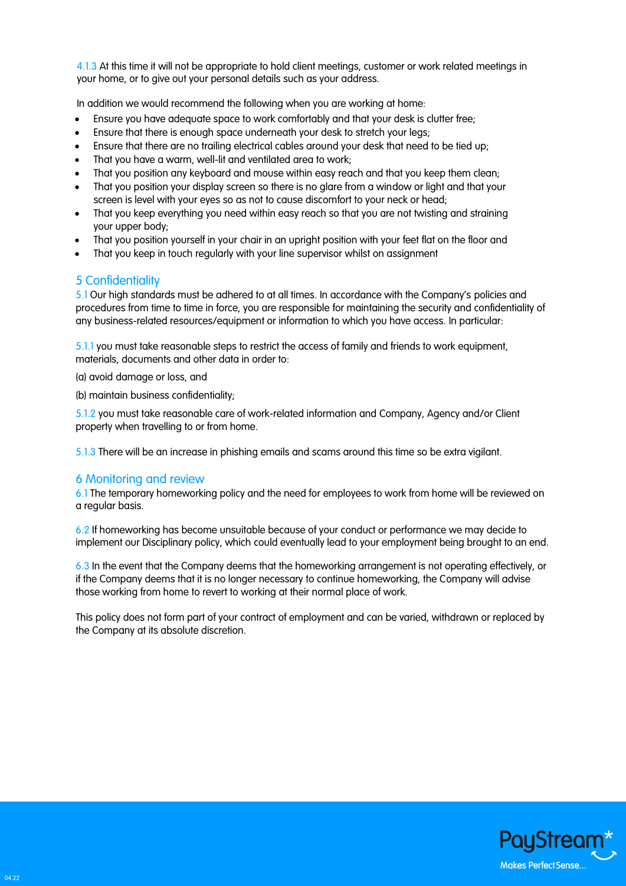4.1.3 At this time it will not be appropriate to hold client meetings, customer or work related meetings in your home, or to give out your personal details such as your address.

In addition we would recommend the following when you are working at home:

- Ensure you have adequate space to work comfortably and that your desk is clutter free;
- Ensure that there is enough space underneath your desk to stretch your legs;
- Ensure that there are no trailing electrical cables around your desk that need to be tied up;
- That you have a warm, well-lit and ventilated area to work;
- That you position any keyboard and mouse within easy reach and that you keep them clean;
- That you position your display screen so there is no glare from a window or light and that your screen is level with your eyes so as not to cause discomfort to your neck or head;
- That you keep everything you need within easy reach so that you are not twisting and straining your upper body;
- That you position yourself in your chair in an upright position with your feet flat on the floor and
- That you keep in touch regularly with your line supervisor whilst on assignment

## 5 Confidentiality

5.1 Our high standards must be adhered to at all times. In accordance with the Company's policies and procedures from time to time in force, you are responsible for maintaining the security and confidentiality of any business-related resources/equipment or information to which you have access. In particular:

5.1.1 you must take reasonable steps to restrict the access of family and friends to work equipment, materials, documents and other data in order to:

(a) avoid damage or loss, and

(b) maintain business confidentiality;

5.1.2 you must take reasonable care of work-related information and Company, Agency and/or Client property when travelling to or from home.

5.1.3 There will be an increase in phishing emails and scams around this time so be extra vigilant.

## 6 Monitoring and review

6.1 The temporary homeworking policy and the need for employees to work from home will be reviewed on a regular basis.

6.2 If homeworking has become unsuitable because of your conduct or performance we may decide to implement our Disciplinary policy, which could eventually lead to your employment being brought to an end.

6.3 In the event that the Company deems that the homeworking arrangement is not operating effectively, or if the Company deems that it is no longer necessary to continue homeworking, the Company will advise those working from home to revert to working at their normal place of work.

This policy does not form part of your contract of employment and can be varied, withdrawn or replaced by the Company at its absolute discretion.